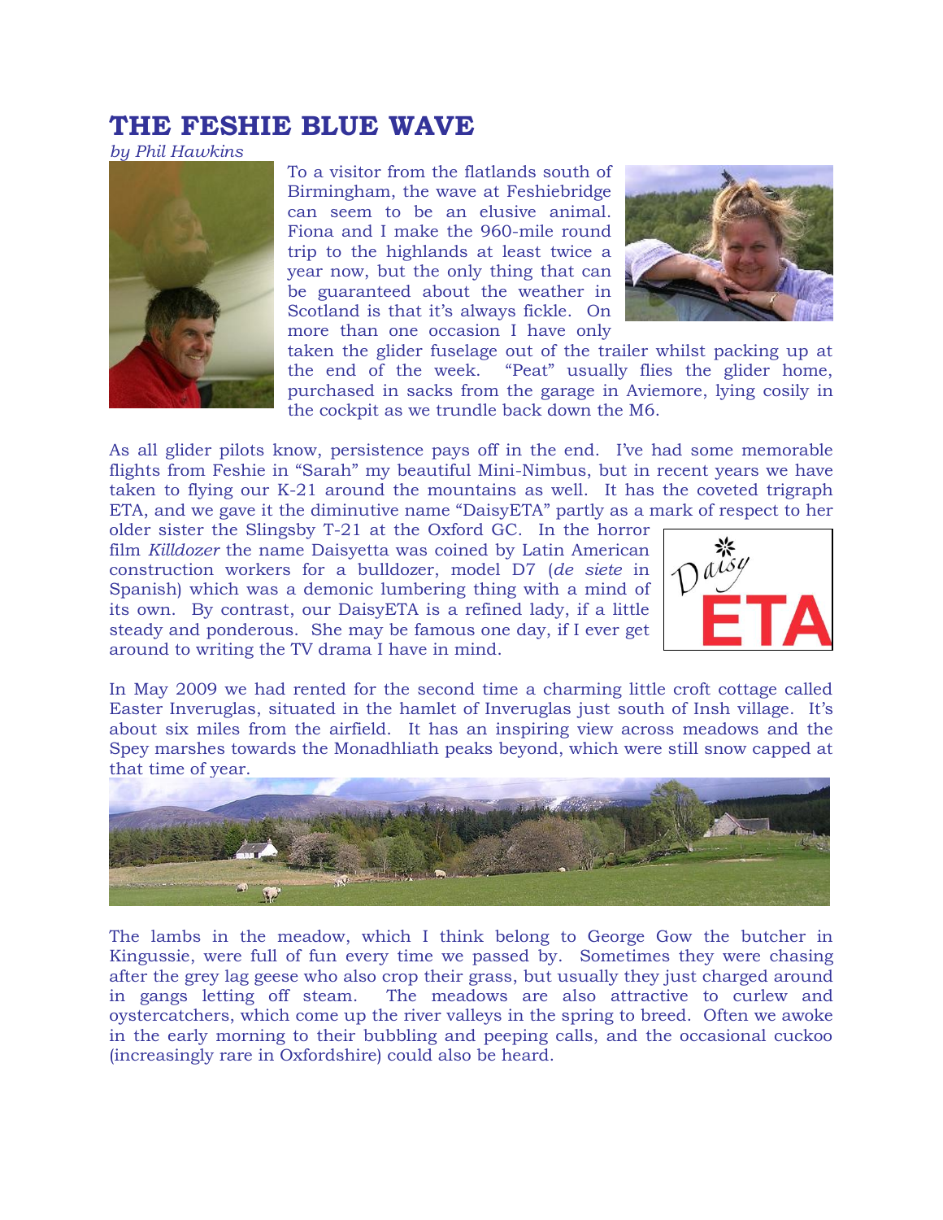# THE FESHIE BLUE WAVE

*by Phil Hawkins*

To a visitor from the flatlands south of Birmingham, the wave at Feshiebridge can seem to be an elusive animal. Fiona and I make the 960-mile round trip to the highlands at least twice a year now, but the only thing that can be guaranteed about the weather in Scotland is that it's always fickle. On more than one occasion I have only taken the glider fuselage out of the trailer whilst packing up at the end of the week. "Peat" usually flies the glider home, purchased in sacks from the garage in Aviemore, lying cosily in the cockpit as we trundle back down the M6.

As all glider pilots know, persistence pays off in the end. I've had some memorable flights from Feshie in "Sarah" my beautiful Mini-Nimbus, but in recent years we have taken to flying our K-21 around the mountains as well. It has the coveted trigraph ETA, and we gave it the diminutive name "DaisyETA" partly as a mark of respect to her older sister the Slingsby T-21 at the Oxford GC. In the horror film *Killdozer* the name Daisyetta was coined by Latin American construction workers for a bulldozer, model D7 (*de siete* in Spanish) which was a demonic lumbering thing with a mind of its own. By contrast, our DaisyETA is a refined lady, if a little steady and ponderous. She may be famous one day, if I ever get around to writing the TV drama I have in mind.

In May 2009 we had rented for the second time a charming little croft cottage called Easter Inveruglas, situated in the hamlet of Inveruglas just south of Insh village. It's about six miles from the airfield. It has an inspiring view across meadows and the Spey marshes towards the Monadhliath peaks beyond, which were still snow capped at that time of year.

The lambs in the meadow, which I think belong to George Gow the butcher in Kingussie, were full of fun every time we passed by. Sometimes they were chasing after the grey lag geese who also crop their grass, but usually they just charged around in gangs letting off steam. The meadows are also attractive to curlew and oystercatchers, which come up the river valleys in the spring to breed. Often we awoke in the early morning to their bubbling and peeping calls, and the occasional cuckoo (increasingly rare in Oxfordshire) could also be heard.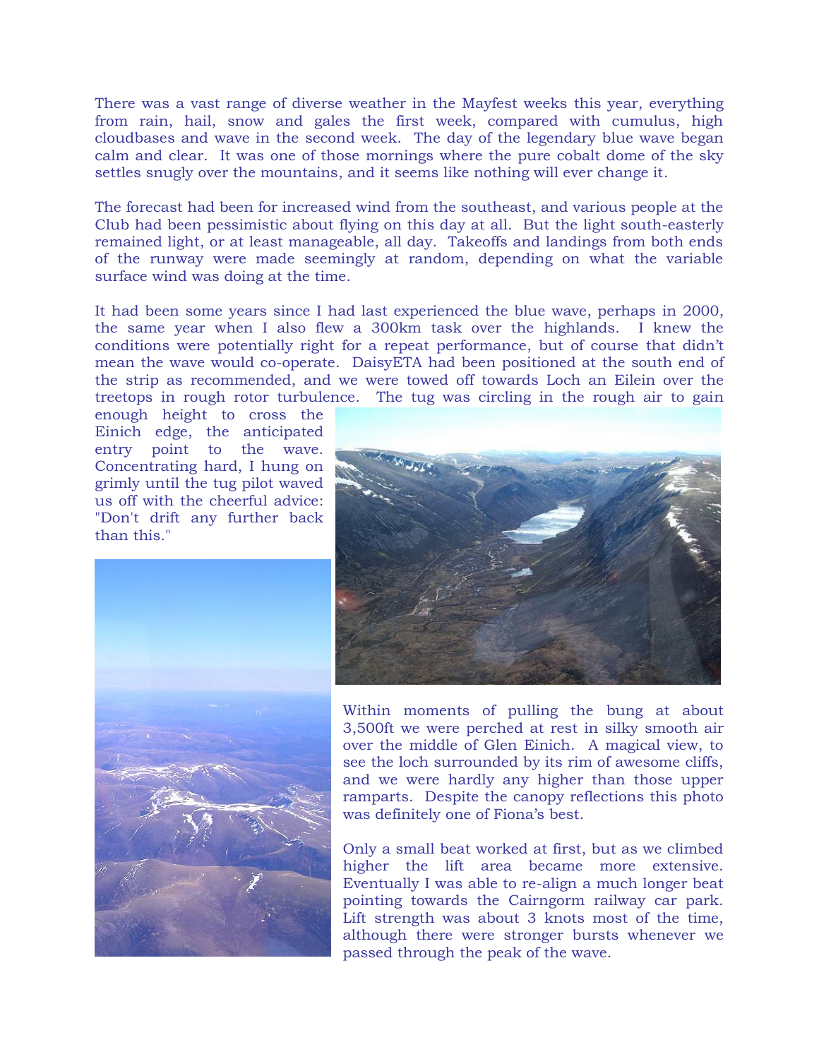There was a vast range of diverse weather in the Mayfest weeks this year, everything from rain, hail, snow and gales the first week, compared with cumulus, high cloudbases and wave in the second week. The day of the legendary blue wave began calm and clear. It was one of those mornings where the pure cobalt dome of the sky settles snugly over the mountains, and it seems like nothing will ever change it.

The forecast had been for increased wind from the southeast, and various people at the Club had been pessimistic about flying on this day at all. But the light south-easterly remained light, or at least manageable, all day. Takeoffs and landings from both ends of the runway were made seemingly at random, depending on what the variable surface wind was doing at the time.

It had been some years since I had last experienced the blue wave, perhaps in 2000, the same year when I also flew a 300km task over the highlands. I knew the conditions were potentially right for a repeat performance, but of course that didn't mean the wave would co-operate. DaisyETA had been positioned at the south end of the strip as recommended, and we were towed off towards Loch an Eilein over the treetops in rough rotor turbulence. The tug was circling in the rough air to gain enough height to cross the Einich edge, the anticipated entry point to the wave. Concentrating hard, I hung on grimly until the tug pilot waved us off with the cheerful advice: "Don't drift any further back than this."

Within moments of pulling the bung at about 3,500ft we were perched at rest in silky smooth air over the middle of Glen Einich. A magical view, to see the loch surrounded by its rim of awesome cliffs, and we were hardly any higher than those upper ramparts. Despite the canopy reflections this photo was definitely one of Fiona's best.

Only a small beat worked at first, but as we climbed higher the lift area became more extensive. Eventually I was able to re-align a much longer beat pointing towards the Cairngorm railway car park. Lift strength was about 3 knots most of the time, although there were stronger bursts whenever we passed through the peak of the wave.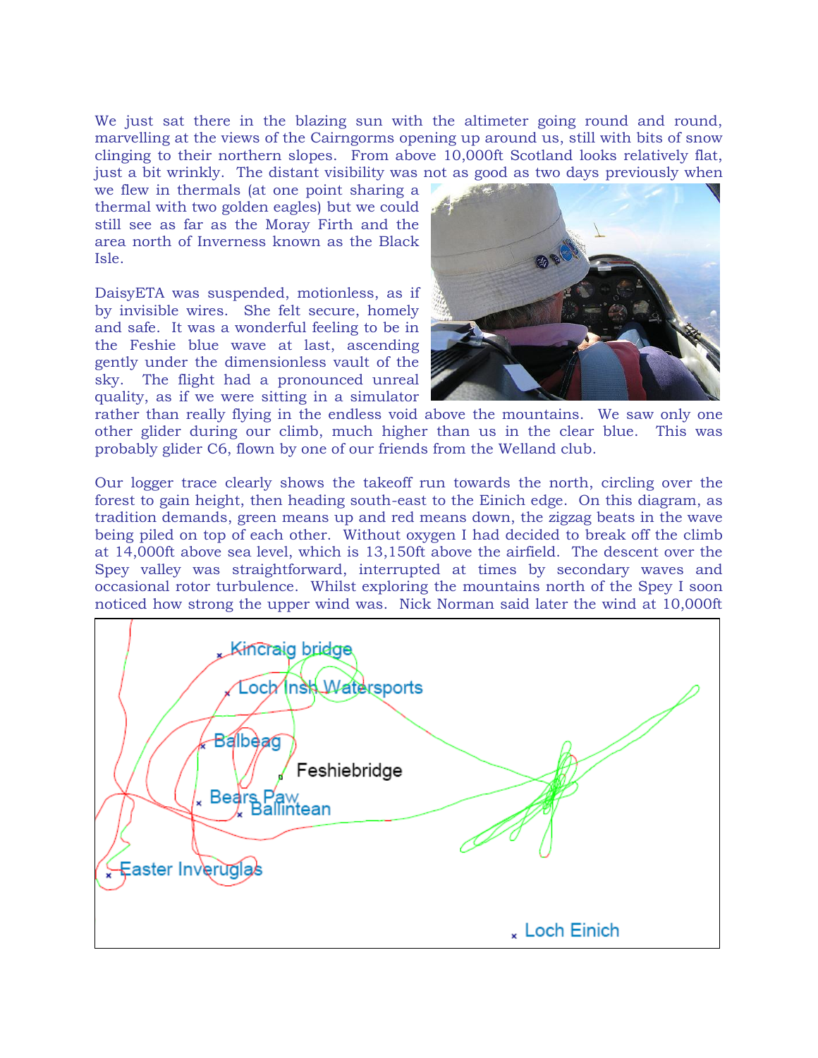We just sat there in the blazing sun with the altimeter going round and round, marvelling at the views of the Cairngorms opening up around us, still with bits of snow clinging to their northern slopes. From above 10,000ft Scotland looks relatively flat, just a bit wrinkly. The distant visibility was not as good as two days previously when we flew in thermals (at one point sharing a thermal with two golden eagles) but we could still see as far as the Moray Firth and the area north of Inverness known as the Black Isle.

DaisyETA was suspended, motionless, as if by invisible wires. She felt secure, homely and safe. It was a wonderful feeling to be in the Feshie blue wave at last, ascending gently under the dimensionless vault of the sky. The flight had a pronounced unreal quality, as if we were sitting in a simulator rather than really flying in the endless void above the mountains. We saw only one other glider during our climb, much higher than us in the clear blue. This was probably glider C6, flown by one of our friends from the Welland club.

Our logger trace clearly shows the takeoff run towards the north, circling over the forest to gain height, then heading south-east to the Einich edge. On this diagram, as tradition demands, green means up and red means down, the zigzag beats in the wave being piled on top of each other. Without oxygen I had decided to break off the climb at 14,000ft above sea level, which is 13,150ft above the airfield. The descent over the Spey valley was straightforward, interrupted at times by secondary waves and occasional rotor turbulence. Whilst exploring the mountains north of the Spey I soon noticed how strong the upper wind was. Nick Norman said later the wind at 10,000ft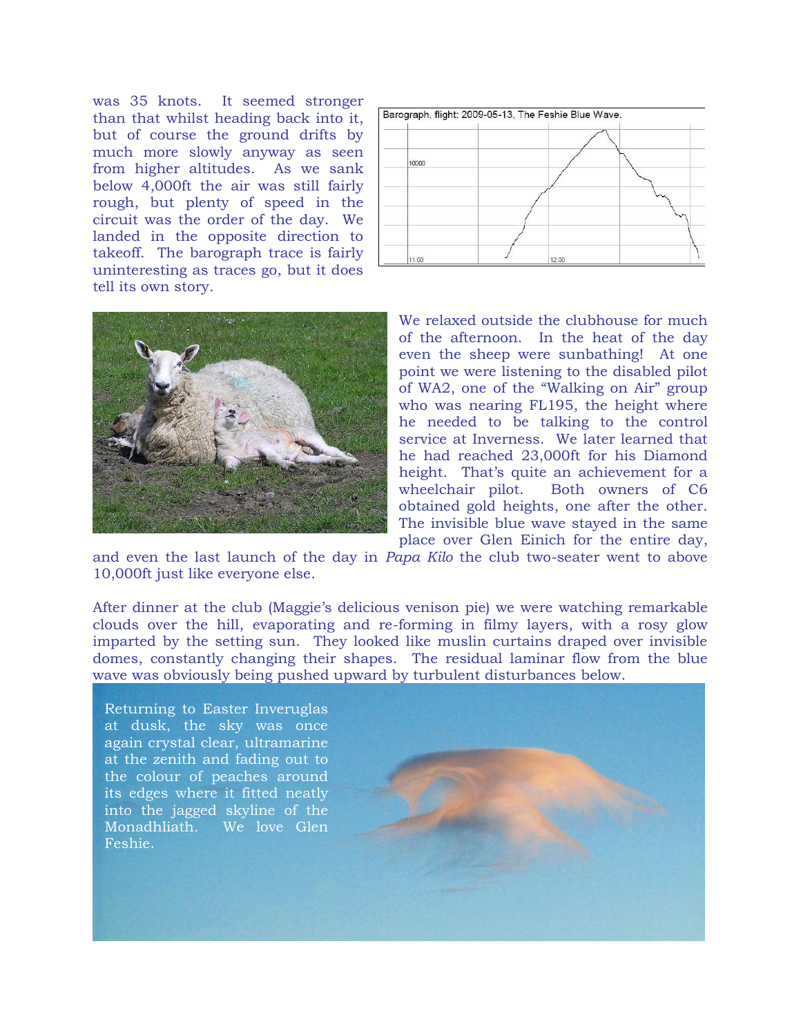was 35 knots. It seemed stronger than that whilst heading back into it, but of course the ground drifts by much more slowly anyway as seen from higher altitudes. As we sank below 4,000ft the air was still fairly rough, but plenty of speed in the circuit was the order of the day. We landed in the opposite direction to takeoff. The barograph trace is fairly uninteresting as traces go, but it does tell its own story.

Barograph, flight: 2009-05-13, The Feshie Blue Wave.

10000

11.00

12.00

We relaxed outside the clubhouse for much of the afternoon. In the heat of the day even the sheep were sunbathing! At one point we were listening to the disabled pilot of WA2, one of the "Walking on Air" group who was nearing FL195, the height where he needed to be talking to the control service at Inverness. We later learned that he had reached 23,000ft for his Diamond height. That's quite an achievement for a wheelchair pilot. Both owners of C6 obtained gold heights, one after the other. The invisible blue wave stayed in the same place over Glen Einich for the entire day, and even the last launch of the day in *Papa Kilo* the club two-seater went to above 10,000ft just like everyone else.

After dinner at the club (Maggie's delicious venison pie) we were watching remarkable clouds over the hill, evaporating and re-forming in filmy layers, with a rosy glow imparted by the setting sun. They looked like muslin curtains draped over invisible domes, constantly changing their shapes. The residual laminar flow from the blue wave was obviously being pushed upward by turbulent disturbances below.

Returning to Easter Inveruglas at dusk, the sky was once again crystal clear, ultramarine at the zenith and fading out to the colour of peaches around its edges where it fitted neatly into the jagged skyline of the Monadhliath. We love Glen Feshie.